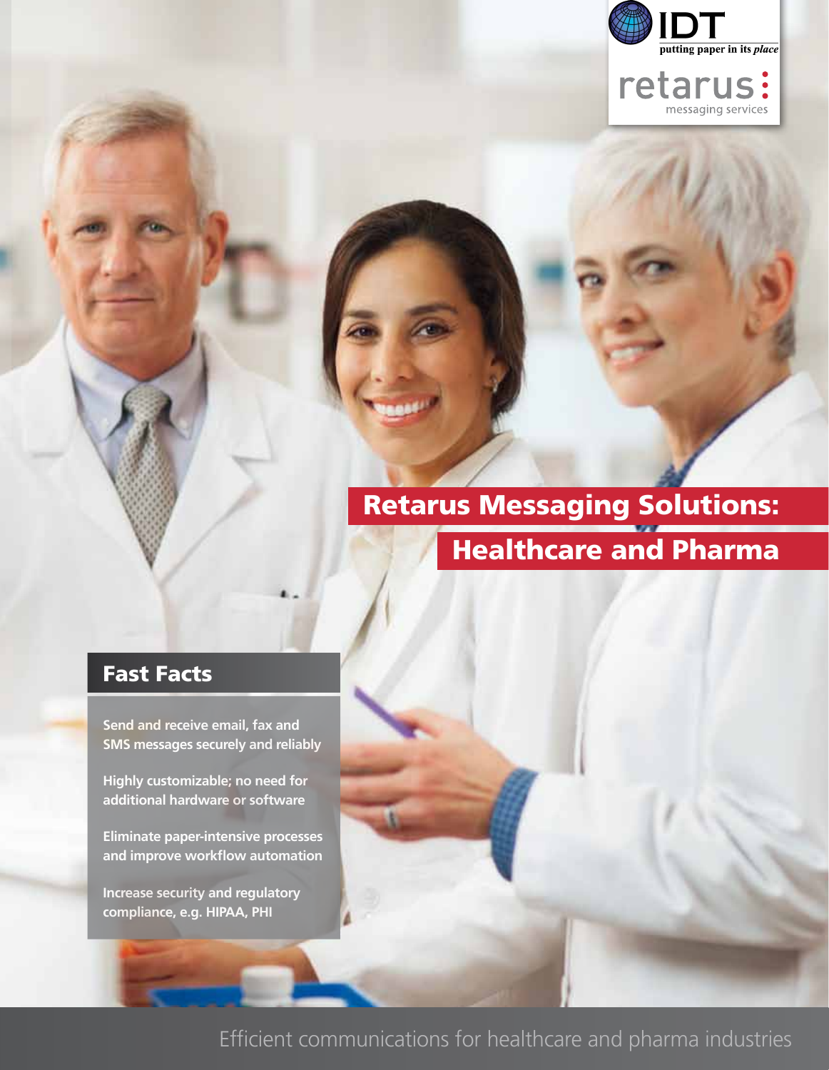IDT
putting paper in its *place*

retarus
messaging services

# Retarus Messaging Solutions: Healthcare and Pharma

## Fast Facts

**Send and receive email, fax and SMS messages securely and reliably**

**Highly customizable; no need for additional hardware or software**

**Eliminate paper-intensive processes and improve workflow automation**

**Increase security and regulatory compliance, e.g. HIPAA, PHI**

Efficient communications for healthcare and pharma industries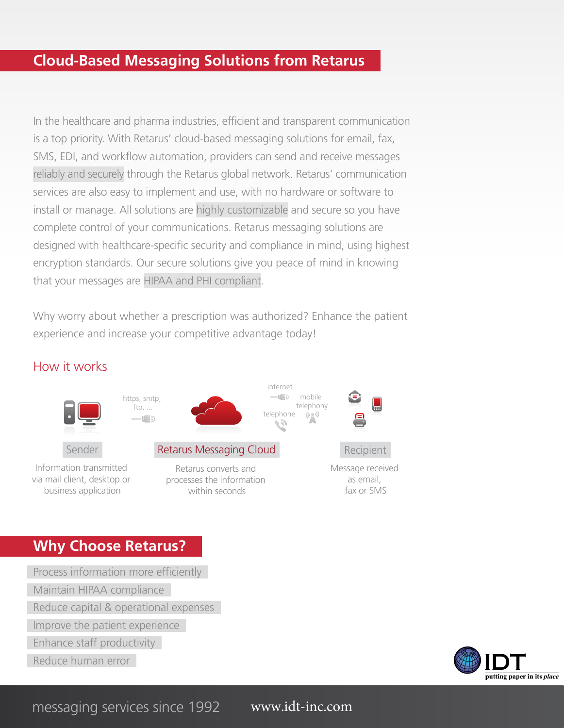## Cloud-Based Messaging Solutions from Retarus

In the healthcare and pharma industries, efficient and transparent communication is a top priority. With Retarus' cloud-based messaging solutions for email, fax, SMS, EDI, and workflow automation, providers can send and receive messages reliably and securely through the Retarus global network. Retarus' communication services are also easy to implement and use, with no hardware or software to install or manage. All solutions are highly customizable and secure so you have complete control of your communications. Retarus messaging solutions are designed with healthcare-specific security and compliance in mind, using highest encryption standards. Our secure solutions give you peace of mind in knowing that your messages are HIPAA and PHI compliant.

Why worry about whether a prescription was authorized? Enhance the patient experience and increase your competitive advantage today!

### How it works

https, smtp, ftp, ...

internet

mobile telephony

telephone

**Sender**

Information transmitted via mail client, desktop or business application

**Retarus Messaging Cloud**

Retarus converts and processes the information within seconds

**Recipient**

Message received as email, fax or SMS

## Why Choose Retarus?

- Process information more efficiently
- Maintain HIPAA compliance
- Reduce capital & operational expenses
- Improve the patient experience
- Enhance staff productivity
- Reduce human error

IDT putting paper in its *place*

messaging services since 1992 www.idt-inc.com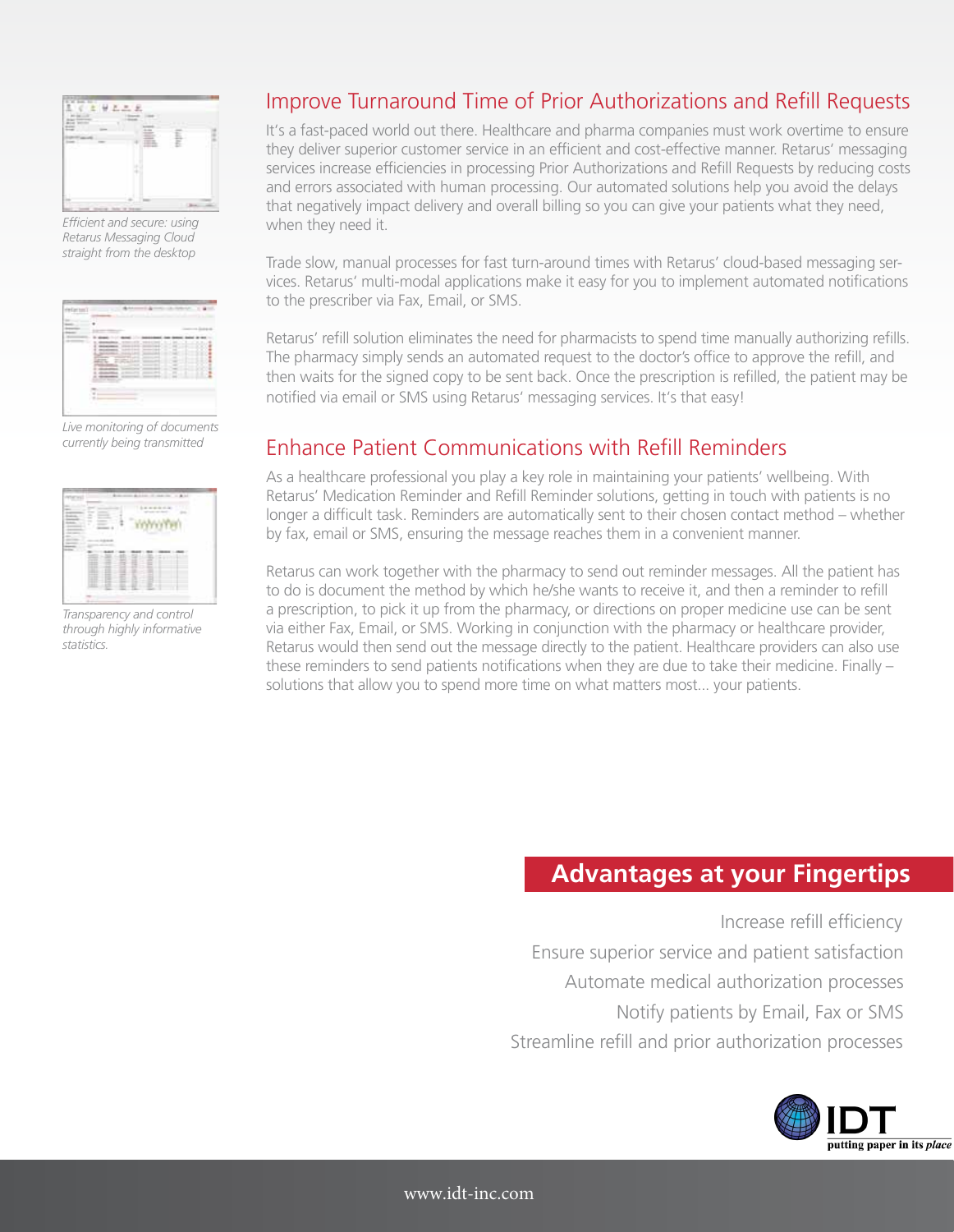*Efficient and secure: using Retarus Messaging Cloud straight from the desktop*

*Live monitoring of documents currently being transmitted*

*Transparency and control through highly informative statistics.*

## Improve Turnaround Time of Prior Authorizations and Refill Requests

It's a fast-paced world out there. Healthcare and pharma companies must work overtime to ensure they deliver superior customer service in an efficient and cost-effective manner. Retarus' messaging services increase efficiencies in processing Prior Authorizations and Refill Requests by reducing costs and errors associated with human processing. Our automated solutions help you avoid the delays that negatively impact delivery and overall billing so you can give your patients what they need, when they need it.

Trade slow, manual processes for fast turn-around times with Retarus' cloud-based messaging services. Retarus' multi-modal applications make it easy for you to implement automated notifications to the prescriber via Fax, Email, or SMS.

Retarus' refill solution eliminates the need for pharmacists to spend time manually authorizing refills. The pharmacy simply sends an automated request to the doctor's office to approve the refill, and then waits for the signed copy to be sent back. Once the prescription is refilled, the patient may be notified via email or SMS using Retarus' messaging services. It's that easy!

## Enhance Patient Communications with Refill Reminders

As a healthcare professional you play a key role in maintaining your patients' wellbeing. With Retarus' Medication Reminder and Refill Reminder solutions, getting in touch with patients is no longer a difficult task. Reminders are automatically sent to their chosen contact method – whether by fax, email or SMS, ensuring the message reaches them in a convenient manner.

Retarus can work together with the pharmacy to send out reminder messages. All the patient has to do is document the method by which he/she wants to receive it, and then a reminder to refill a prescription, to pick it up from the pharmacy, or directions on proper medicine use can be sent via either Fax, Email, or SMS. Working in conjunction with the pharmacy or healthcare provider, Retarus would then send out the message directly to the patient. Healthcare providers can also use these reminders to send patients notifications when they are due to take their medicine. Finally – solutions that allow you to spend more time on what matters most... your patients.

## Advantages at your Fingertips

Increase refill efficiency

Ensure superior service and patient satisfaction

Automate medical authorization processes

Notify patients by Email, Fax or SMS

Streamline refill and prior authorization processes

IDT putting paper in its *place*

www.idt-inc.com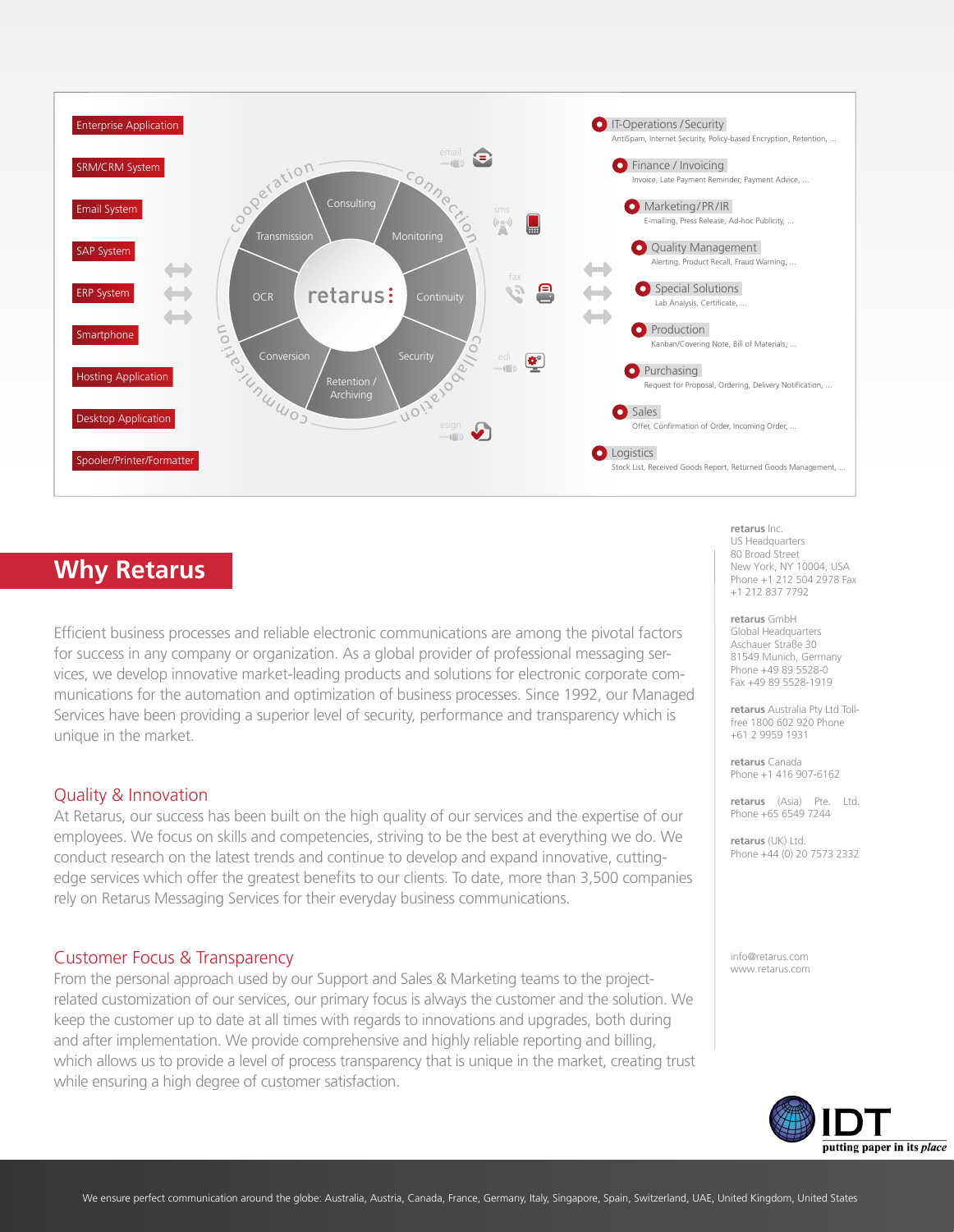Enterprise Application
SRM/CRM System
Email System
SAP System
ERP System
Smartphone
Hosting Application
Desktop Application
Spooler/Printer/Formatter

cooperation
connection
collaboration
communication

Consulting
Transmission
Monitoring
OCR
retarus
Continuity
Conversion
Security
Retention / Archiving

email
sms
fax
edi
esign

IT-Operations / Security
AntiSpam, Internet Security, Policy-based Encryption, Retention, ...

Finance / Invoicing
Invoice, Late Payment Reminder, Payment Advice, ...

Marketing/PR/IR
E-mailing, Press Release, Ad-hoc Publicity, ...

Quality Management
Alerting, Product Recall, Fraud Warning, ...

Special Solutions
Lab Analysis, Certificate, ...

Production
Kanban/Covering Note, Bill of Materials, ...

Purchasing
Request for Proposal, Ordering, Delivery Notification, ...

Sales
Offer, Confirmation of Order, Incoming Order, ...

Logistics
Stock List, Received Goods Report, Returned Goods Management, ...

# Why Retarus

Efficient business processes and reliable electronic communications are among the pivotal factors for success in any company or organization. As a global provider of professional messaging services, we develop innovative market-leading products and solutions for electronic corporate communications for the automation and optimization of business processes. Since 1992, our Managed Services have been providing a superior level of security, performance and transparency which is unique in the market.

## Quality & Innovation

At Retarus, our success has been built on the high quality of our services and the expertise of our employees. We focus on skills and competencies, striving to be the best at everything we do. We conduct research on the latest trends and continue to develop and expand innovative, cutting-edge services which offer the greatest benefits to our clients. To date, more than 3,500 companies rely on Retarus Messaging Services for their everyday business communications.

## Customer Focus & Transparency

From the personal approach used by our Support and Sales & Marketing teams to the project-related customization of our services, our primary focus is always the customer and the solution. We keep the customer up to date at all times with regards to innovations and upgrades, both during and after implementation. We provide comprehensive and highly reliable reporting and billing, which allows us to provide a level of process transparency that is unique in the market, creating trust while ensuring a high degree of customer satisfaction.

**retarus** Inc.
US Headquarters
80 Broad Street
New York, NY 10004, USA
Phone +1 212 504 2978 Fax +1 212 837 7792

**retarus** GmbH
Global Headquarters
Aschauer Straße 30
81549 Munich, Germany
Phone +49 89 5528-0
Fax +49 89 5528-1919

**retarus** Australia Pty Ltd Toll-free 1800 602 920 Phone +61 2 9959 1931

**retarus** Canada
Phone +1 416 907-6162

**retarus** (Asia) Pte. Ltd.
Phone +65 6549 7244

**retarus** (UK) Ltd.
Phone +44 (0) 20 7573 2332

info@retarus.com
www.retarus.com

IDT
putting paper in its *place*

We ensure perfect communication around the globe: Australia, Austria, Canada, France, Germany, Italy, Singapore, Spain, Switzerland, UAE, United Kingdom, United States